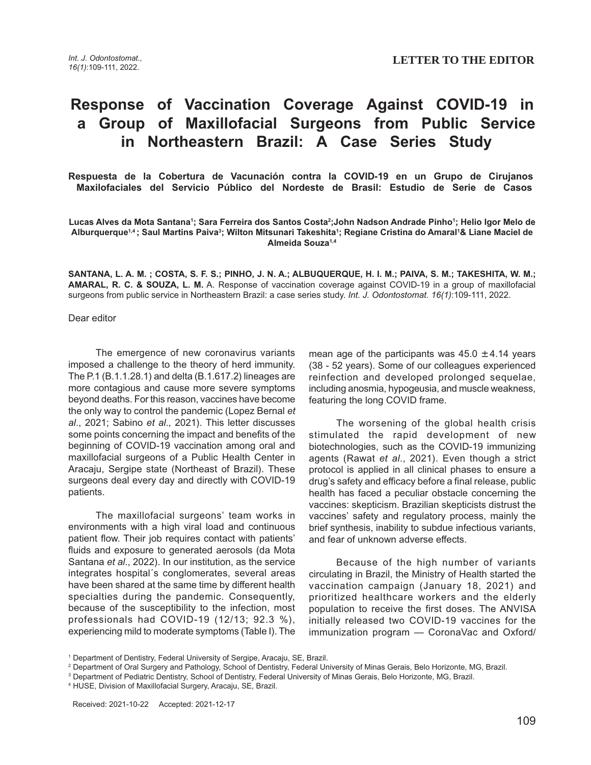**LETTER TO THE EDITOR**

# Response of Vaccination Coverage Against COVID-19 in a Group of Maxillofacial Surgeons from Public Service in Northeastern Brazil: A Case Series Study

**Respuesta de la Cobertura de Vacunación contra la COVID-19 en un Grupo de Cirujanos Maxilofaciales del Servicio Público del Nordeste de Brasil: Estudio de Serie de Casos**

**Lucas Alves da Mota Santana[1]; Sara Ferreira dos Santos Costa[2];John Nadson Andrade Pinho[1]; Helio Igor Melo de Alburquerque[1,4] ; Saul Martins Paiva[3]; Wilton Mitsunari Takeshita[1]; Regiane Cristina do Amaral[1]& Liane Maciel de Almeida Souza[1,4]**

**SANTANA, L. A. M. ; COSTA, S. F. S.; PINHO, J. N. A.; ALBUQUERQUE, H. I. M.; PAIVA, S. M.; TAKESHITA, W. M.; AMARAL, R. C. & SOUZA, L. M.** A. Response of vaccination coverage against COVID-19 in a group of maxillofacial surgeons from public service in Northeastern Brazil: a case series study. *Int. J. Odontostomat. 16(1)*:109-111, 2022.

Dear editor

The emergence of new coronavirus variants imposed a challenge to the theory of herd immunity. The P.1 (B.1.1.28.1) and delta (B.1.617.2) lineages are more contagious and cause more severe symptoms beyond deaths. For this reason, vaccines have become the only way to control the pandemic (Lopez Bernal *et al*., 2021; Sabino *et al*., 2021). This letter discusses some points concerning the impact and benefits of the beginning of COVID-19 vaccination among oral and maxillofacial surgeons of a Public Health Center in Aracaju, Sergipe state (Northeast of Brazil). These surgeons deal every day and directly with COVID-19 patients.

The maxillofacial surgeons' team works in environments with a high viral load and continuous patient flow. Their job requires contact with patients' fluids and exposure to generated aerosols (da Mota Santana *et al*., 2022). In our institution, as the service integrates hospital´s conglomerates, several areas have been shared at the same time by different health specialties during the pandemic. Consequently, because of the susceptibility to the infection, most professionals had COVID-19 (12/13; 92.3 %), experiencing mild to moderate symptoms (Table I). The mean age of the participants was 45.0 $\pm$4.14 years (38 - 52 years). Some of our colleagues experienced reinfection and developed prolonged sequelae, including anosmia, hypogeusia, and muscle weakness, featuring the long COVID frame.

The worsening of the global health crisis stimulated the rapid development of new biotechnologies, such as the COVID-19 immunizing agents (Rawat *et al*., 2021). Even though a strict protocol is applied in all clinical phases to ensure a drug's safety and efficacy before a final release, public health has faced a peculiar obstacle concerning the vaccines: skepticism. Brazilian skepticists distrust the vaccines' safety and regulatory process, mainly the brief synthesis, inability to subdue infectious variants, and fear of unknown adverse effects.

Because of the high number of variants circulating in Brazil, the Ministry of Health started the vaccination campaign (January 18, 2021) and prioritized healthcare workers and the elderly population to receive the first doses. The ANVISA initially released two COVID-19 vaccines for the immunization program — CoronaVac and Oxford/

[1] Department of Dentistry, Federal University of Sergipe, Aracaju, SE, Brazil.
[2] Department of Oral Surgery and Pathology, School of Dentistry, Federal University of Minas Gerais, Belo Horizonte, MG, Brazil.
[3] Department of Pediatric Dentistry, School of Dentistry, Federal University of Minas Gerais, Belo Horizonte, MG, Brazil.
[4] HUSE, Division of Maxillofacial Surgery, Aracaju, SE, Brazil.

Received: 2021-10-22 Accepted: 2021-12-17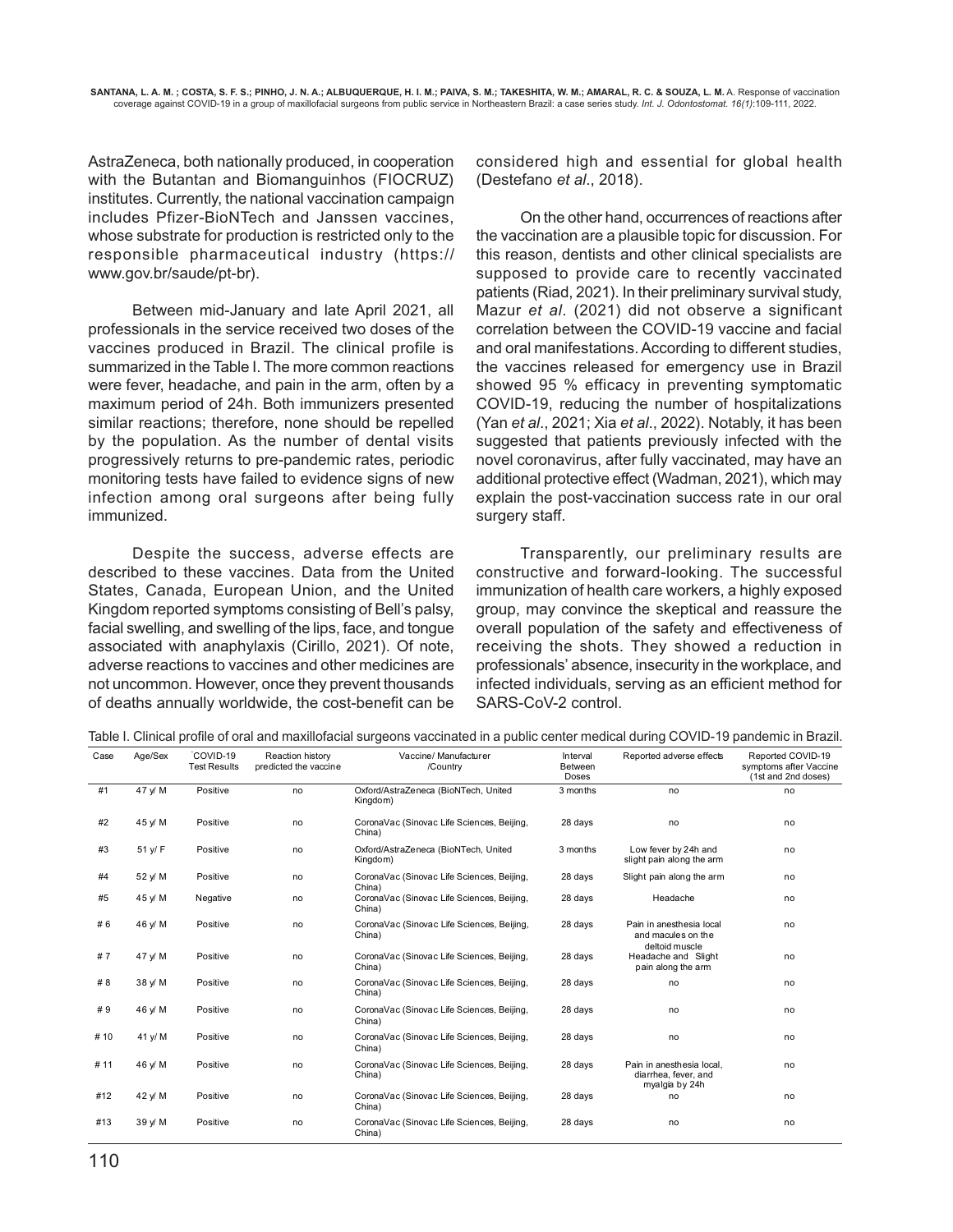AstraZeneca, both nationally produced, in cooperation with the Butantan and Biomanguinhos (FIOCRUZ) institutes. Currently, the national vaccination campaign includes Pfizer-BioNTech and Janssen vaccines, whose substrate for production is restricted only to the responsible pharmaceutical industry (https://www.gov.br/saude/pt-br).

Between mid-January and late April 2021, all professionals in the service received two doses of the vaccines produced in Brazil. The clinical profile is summarized in the Table I. The more common reactions were fever, headache, and pain in the arm, often by a maximum period of 24h. Both immunizers presented similar reactions; therefore, none should be repelled by the population. As the number of dental visits progressively returns to pre-pandemic rates, periodic monitoring tests have failed to evidence signs of new infection among oral surgeons after being fully immunized.

Despite the success, adverse effects are described to these vaccines. Data from the United States, Canada, European Union, and the United Kingdom reported symptoms consisting of Bell's palsy, facial swelling, and swelling of the lips, face, and tongue associated with anaphylaxis (Cirillo, 2021). Of note, adverse reactions to vaccines and other medicines are not uncommon. However, once they prevent thousands of deaths annually worldwide, the cost-benefit can be considered high and essential for global health (Destefano *et al*., 2018).

On the other hand, occurrences of reactions after the vaccination are a plausible topic for discussion. For this reason, dentists and other clinical specialists are supposed to provide care to recently vaccinated patients (Riad, 2021). In their preliminary survival study, Mazur *et al*. (2021) did not observe a significant correlation between the COVID-19 vaccine and facial and oral manifestations. According to different studies, the vaccines released for emergency use in Brazil showed 95 % efficacy in preventing symptomatic COVID-19, reducing the number of hospitalizations (Yan *et al*., 2021; Xia *et al*., 2022). Notably, it has been suggested that patients previously infected with the novel coronavirus, after fully vaccinated, may have an additional protective effect (Wadman, 2021), which may explain the post-vaccination success rate in our oral surgery staff.

Transparently, our preliminary results are constructive and forward-looking. The successful immunization of health care workers, a highly exposed group, may convince the skeptical and reassure the overall population of the safety and effectiveness of receiving the shots. They showed a reduction in professionals' absence, insecurity in the workplace, and infected individuals, serving as an efficient method for SARS-CoV-2 control.

Table I. Clinical profile of oral and maxillofacial surgeons vaccinated in a public center medical during COVID-19 pandemic in Brazil.

| Case | Age/Sex | *COVID-19 Test Results | Reaction history predicted the vaccine | Vaccine/ Manufacturer /Country | Interval Between Doses | Reported adverse effects | Reported COVID-19 symptoms after Vaccine (1st and 2nd doses) |
|---|---|---|---|---|---|---|---|
| #1 | 47 y/ M | Positive | no | Oxford/AstraZeneca (BioNTech, United Kingdom) | 3 months | no | no |
| #2 | 45 y/ M | Positive | no | CoronaVac (Sinovac Life Sciences, Beijing, China) | 28 days | no | no |
| #3 | 51 y/ F | Positive | no | Oxford/AstraZeneca (BioNTech, United Kingdom) | 3 months | Low fever by 24h and slight pain along the arm | no |
| #4 | 52 y/ M | Positive | no | CoronaVac (Sinovac Life Sciences, Beijing, China) | 28 days | Slight pain along the arm | no |
| #5 | 45 y/ M | Negative | no | CoronaVac (Sinovac Life Sciences, Beijing, China) | 28 days | Headache | no |
| # 6 | 46 y/ M | Positive | no | CoronaVac (Sinovac Life Sciences, Beijing, China) | 28 days | Pain in anesthesia local and macules on the deltoid muscle | no |
| # 7 | 47 y/ M | Positive | no | CoronaVac (Sinovac Life Sciences, Beijing, China) | 28 days | Headache and Slight pain along the arm | no |
| # 8 | 38 y/ M | Positive | no | CoronaVac (Sinovac Life Sciences, Beijing, China) | 28 days | no | no |
| # 9 | 46 y/ M | Positive | no | CoronaVac (Sinovac Life Sciences, Beijing, China) | 28 days | no | no |
| # 10 | 41 y/ M | Positive | no | CoronaVac (Sinovac Life Sciences, Beijing, China) | 28 days | no | no |
| # 11 | 46 y/ M | Positive | no | CoronaVac (Sinovac Life Sciences, Beijing, China) | 28 days | Pain in anesthesia local, diarrhea, fever, and myalgia by 24h | no |
| #12 | 42 y/ M | Positive | no | CoronaVac (Sinovac Life Sciences, Beijing, China) | 28 days | no | no |
| #13 | 39 y/ M | Positive | no | CoronaVac (Sinovac Life Sciences, Beijing, China) | 28 days | no | no |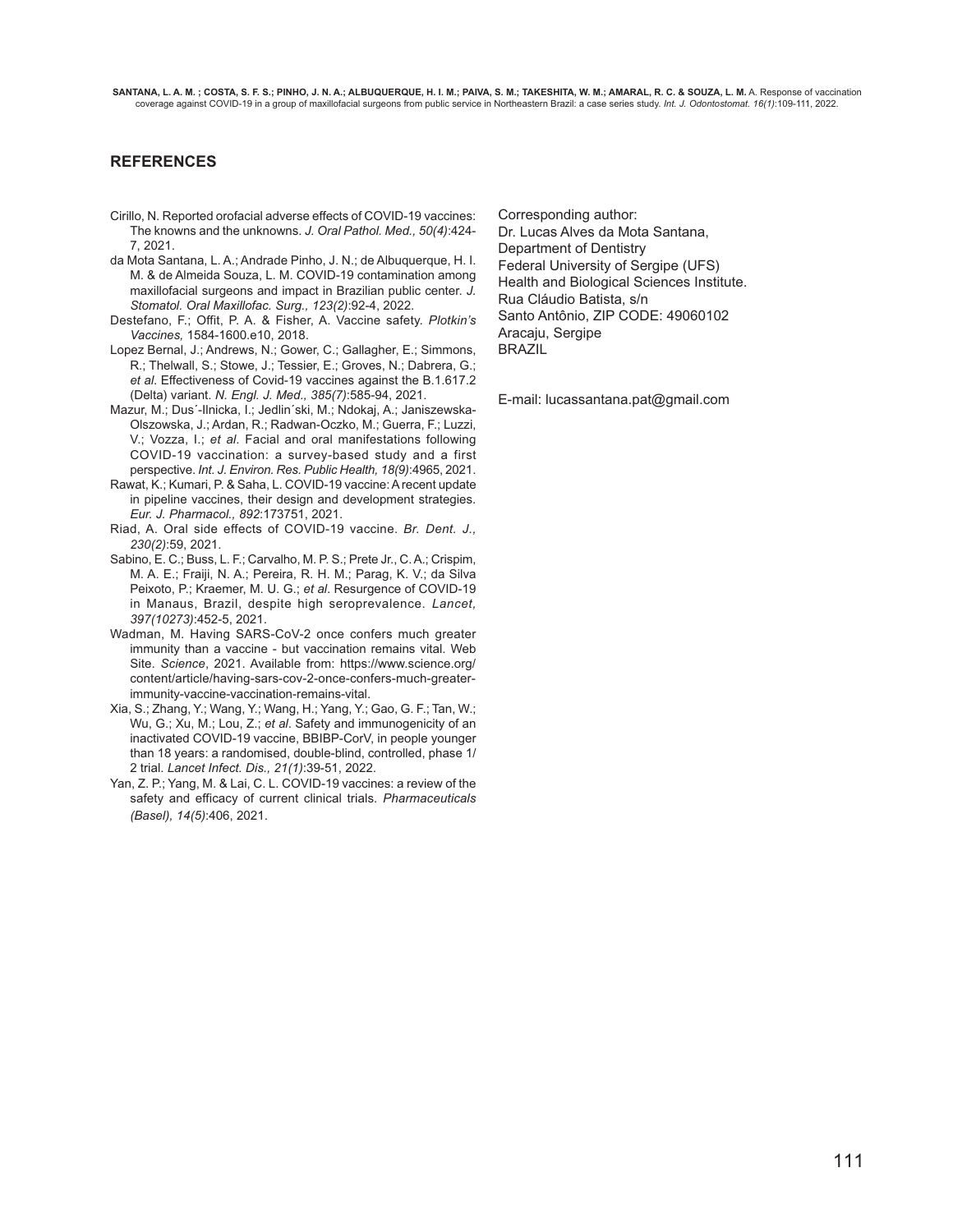## REFERENCES

Cirillo, N. Reported orofacial adverse effects of COVID-19 vaccines: The knowns and the unknowns. *J. Oral Pathol. Med., 50(4)*:424-7, 2021.

da Mota Santana, L. A.; Andrade Pinho, J. N.; de Albuquerque, H. I. M. & de Almeida Souza, L. M. COVID-19 contamination among maxillofacial surgeons and impact in Brazilian public center. *J. Stomatol. Oral Maxillofac. Surg., 123(2)*:92-4, 2022.

Destefano, F.; Offit, P. A. & Fisher, A. Vaccine safety. *Plotkin's Vaccines,* 1584-1600.e10, 2018.

Lopez Bernal, J.; Andrews, N.; Gower, C.; Gallagher, E.; Simmons, R.; Thelwall, S.; Stowe, J.; Tessier, E.; Groves, N.; Dabrera, G.; *et al.* Effectiveness of Covid-19 vaccines against the B.1.617.2 (Delta) variant. *N. Engl. J. Med., 385(7)*:585-94, 2021.

Mazur, M.; Dus´-Ilnicka, I.; Jedlin´ski, M.; Ndokaj, A.; Janiszewska-Olszowska, J.; Ardan, R.; Radwan-Oczko, M.; Guerra, F.; Luzzi, V.; Vozza, I.; *et al.* Facial and oral manifestations following COVID-19 vaccination: a survey-based study and a first perspective. *Int. J. Environ. Res. Public Health, 18(9)*:4965, 2021.

Rawat, K.; Kumari, P. & Saha, L. COVID-19 vaccine: A recent update in pipeline vaccines, their design and development strategies. *Eur. J. Pharmacol., 892*:173751, 2021.

Riad, A. Oral side effects of COVID-19 vaccine. *Br. Dent. J., 230(2)*:59, 2021.

Sabino, E. C.; Buss, L. F.; Carvalho, M. P. S.; Prete Jr., C. A.; Crispim, M. A. E.; Fraiji, N. A.; Pereira, R. H. M.; Parag, K. V.; da Silva Peixoto, P.; Kraemer, M. U. G.; *et al.* Resurgence of COVID-19 in Manaus, Brazil, despite high seroprevalence. *Lancet, 397(10273)*:452-5, 2021.

Wadman, M. Having SARS-CoV-2 once confers much greater immunity than a vaccine - but vaccination remains vital. Web Site. *Science*, 2021. Available from: https://www.science.org/content/article/having-sars-cov-2-once-confers-much-greater-immunity-vaccine-vaccination-remains-vital.

Xia, S.; Zhang, Y.; Wang, Y.; Wang, H.; Yang, Y.; Gao, G. F.; Tan, W.; Wu, G.; Xu, M.; Lou, Z.; *et al.* Safety and immunogenicity of an inactivated COVID-19 vaccine, BBIBP-CorV, in people younger than 18 years: a randomised, double-blind, controlled, phase 1/2 trial. *Lancet Infect. Dis., 21(1)*:39-51, 2022.

Yan, Z. P.; Yang, M. & Lai, C. L. COVID-19 vaccines: a review of the safety and efficacy of current clinical trials. *Pharmaceuticals (Basel), 14(5)*:406, 2021.

Corresponding author:
Dr. Lucas Alves da Mota Santana,
Department of Dentistry
Federal University of Sergipe (UFS)
Health and Biological Sciences Institute.
Rua Cláudio Batista, s/n
Santo Antônio, ZIP CODE: 49060102
Aracaju, Sergipe
BRAZIL

E-mail: lucassantana.pat@gmail.com